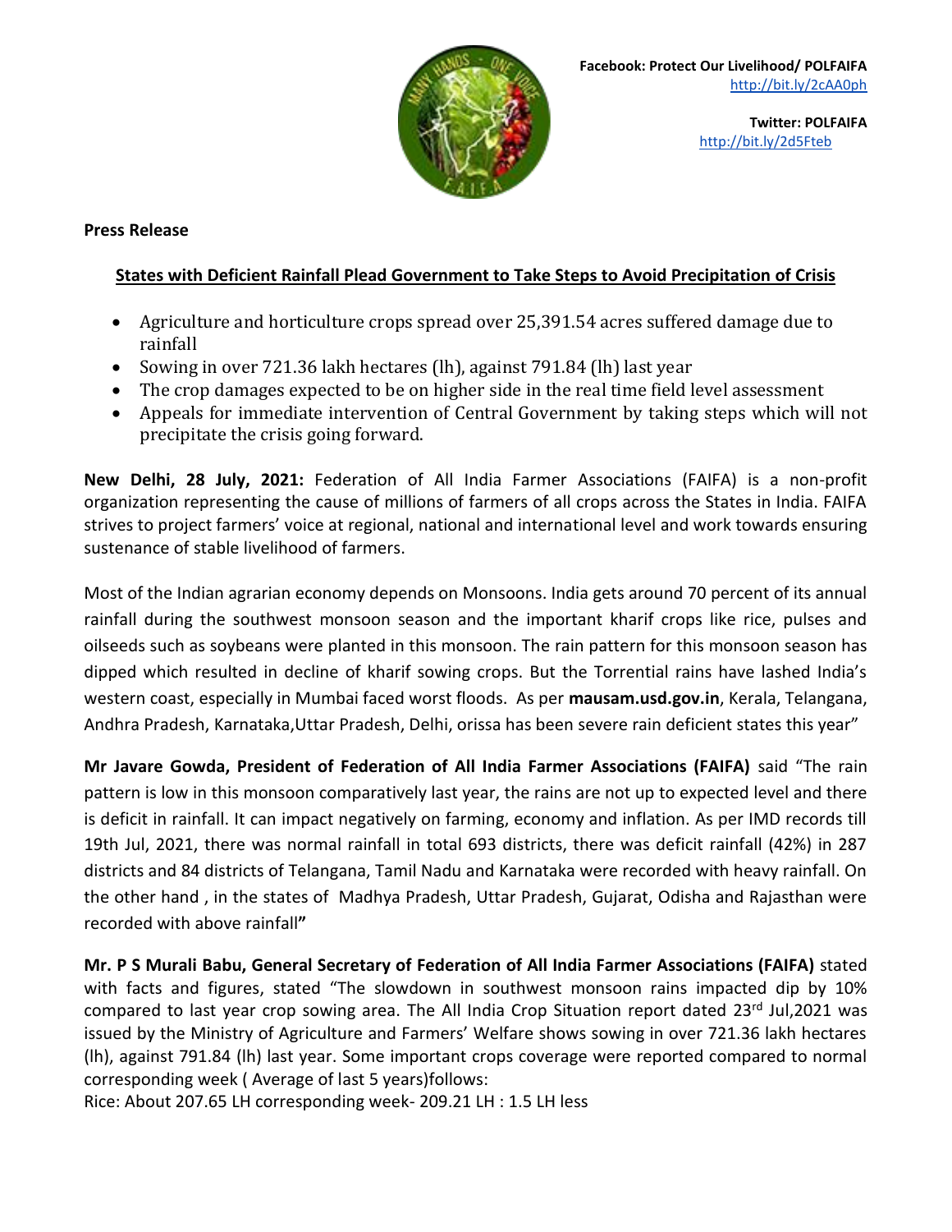Facebook: Protect Our Livelihood/ POLFAIFA
http://bit.ly/2cAA0ph

Twitter: POLFAIFA
http://bit.ly/2d5Fteb

**Press Release**

## States with Deficient Rainfall Plead Government to Take Steps to Avoid Precipitation of Crisis

- Agriculture and horticulture crops spread over 25,391.54 acres suffered damage due to rainfall
- Sowing in over 721.36 lakh hectares (lh), against 791.84 (lh) last year
- The crop damages expected to be on higher side in the real time field level assessment
- Appeals for immediate intervention of Central Government by taking steps which will not precipitate the crisis going forward.

**New Delhi, 28 July, 2021:** Federation of All India Farmer Associations (FAIFA) is a non-profit organization representing the cause of millions of farmers of all crops across the States in India. FAIFA strives to project farmers' voice at regional, national and international level and work towards ensuring sustenance of stable livelihood of farmers.

Most of the Indian agrarian economy depends on Monsoons. India gets around 70 percent of its annual rainfall during the southwest monsoon season and the important kharif crops like rice, pulses and oilseeds such as soybeans were planted in this monsoon. The rain pattern for this monsoon season has dipped which resulted in decline of kharif sowing crops. But the Torrential rains have lashed India's western coast, especially in Mumbai faced worst floods. As per **mausam.usd.gov.in**, Kerala, Telangana, Andhra Pradesh, Karnataka,Uttar Pradesh, Delhi, orissa has been severe rain deficient states this year"

**Mr Javare Gowda, President of Federation of All India Farmer Associations (FAIFA)** said "The rain pattern is low in this monsoon comparatively last year, the rains are not up to expected level and there is deficit in rainfall. It can impact negatively on farming, economy and inflation. As per IMD records till 19th Jul, 2021, there was normal rainfall in total 693 districts, there was deficit rainfall (42%) in 287 districts and 84 districts of Telangana, Tamil Nadu and Karnataka were recorded with heavy rainfall. On the other hand , in the states of Madhya Pradesh, Uttar Pradesh, Gujarat, Odisha and Rajasthan were recorded with above rainfall**"**

**Mr. P S Murali Babu, General Secretary of Federation of All India Farmer Associations (FAIFA)** stated with facts and figures, stated "The slowdown in southwest monsoon rains impacted dip by 10% compared to last year crop sowing area. The All India Crop Situation report dated 23rd Jul,2021 was issued by the Ministry of Agriculture and Farmers' Welfare shows sowing in over 721.36 lakh hectares (lh), against 791.84 (lh) last year. Some important crops coverage were reported compared to normal corresponding week ( Average of last 5 years)follows:
Rice: About 207.65 LH corresponding week- 209.21 LH : 1.5 LH less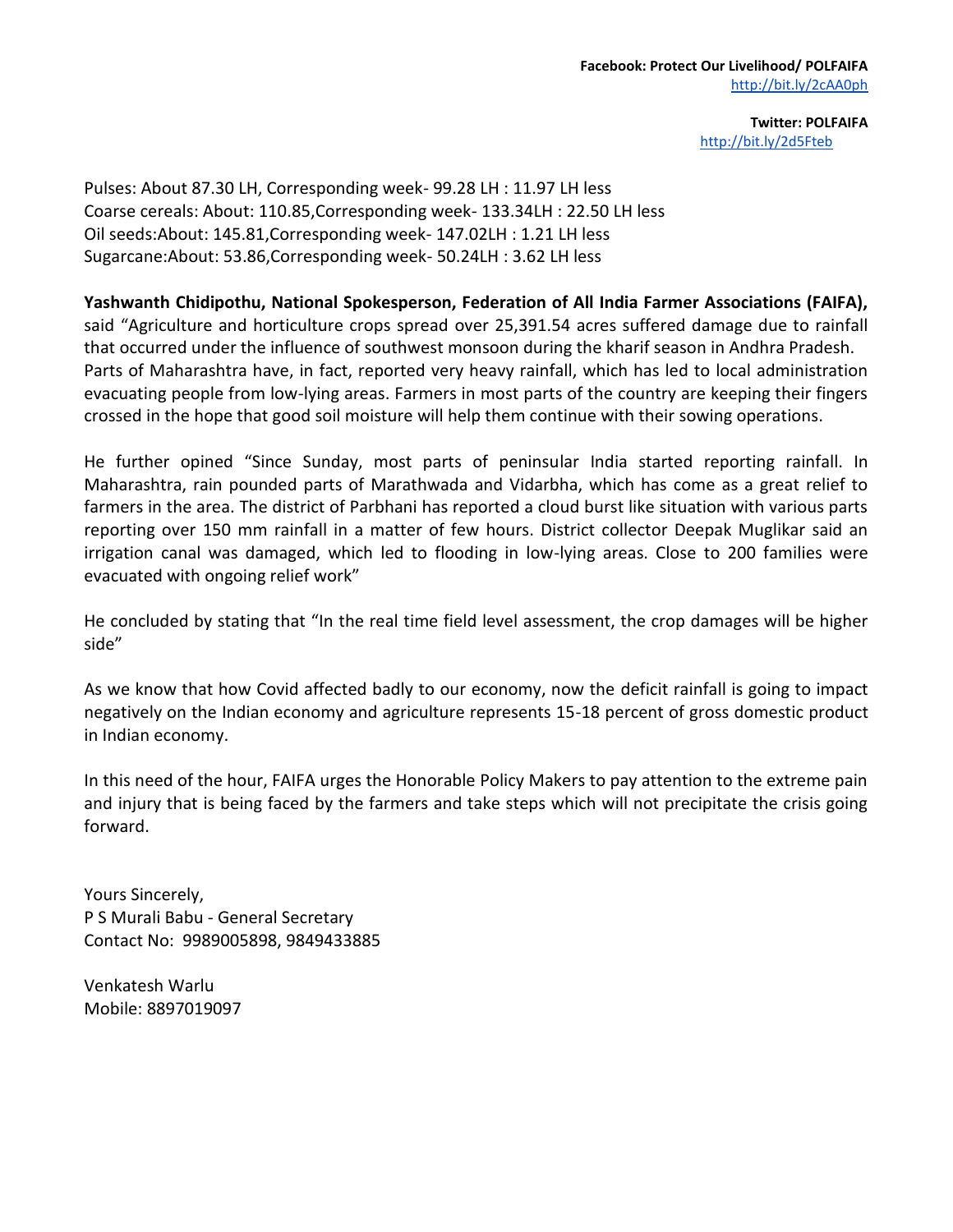**Facebook: Protect Our Livelihood/ POLFAIFA**
http://bit.ly/2cAA0ph

**Twitter: POLFAIFA**
http://bit.ly/2d5Fteb

Pulses: About 87.30 LH, Corresponding week- 99.28 LH : 11.97 LH less
Coarse cereals: About: 110.85,Corresponding week- 133.34LH : 22.50 LH less
Oil seeds:About: 145.81,Corresponding week- 147.02LH : 1.21 LH less
Sugarcane:About: 53.86,Corresponding week- 50.24LH : 3.62 LH less

**Yashwanth Chidipothu, National Spokesperson, Federation of All India Farmer Associations (FAIFA),** said "Agriculture and horticulture crops spread over 25,391.54 acres suffered damage due to rainfall that occurred under the influence of southwest monsoon during the kharif season in Andhra Pradesh. Parts of Maharashtra have, in fact, reported very heavy rainfall, which has led to local administration evacuating people from low-lying areas. Farmers in most parts of the country are keeping their fingers crossed in the hope that good soil moisture will help them continue with their sowing operations.

He further opined "Since Sunday, most parts of peninsular India started reporting rainfall. In Maharashtra, rain pounded parts of Marathwada and Vidarbha, which has come as a great relief to farmers in the area. The district of Parbhani has reported a cloud burst like situation with various parts reporting over 150 mm rainfall in a matter of few hours. District collector Deepak Muglikar said an irrigation canal was damaged, which led to flooding in low-lying areas. Close to 200 families were evacuated with ongoing relief work"

He concluded by stating that "In the real time field level assessment, the crop damages will be higher side"

As we know that how Covid affected badly to our economy, now the deficit rainfall is going to impact negatively on the Indian economy and agriculture represents 15-18 percent of gross domestic product in Indian economy.

In this need of the hour, FAIFA urges the Honorable Policy Makers to pay attention to the extreme pain and injury that is being faced by the farmers and take steps which will not precipitate the crisis going forward.

Yours Sincerely,
P S Murali Babu - General Secretary
Contact No: 9989005898, 9849433885

Venkatesh Warlu
Mobile: 8897019097